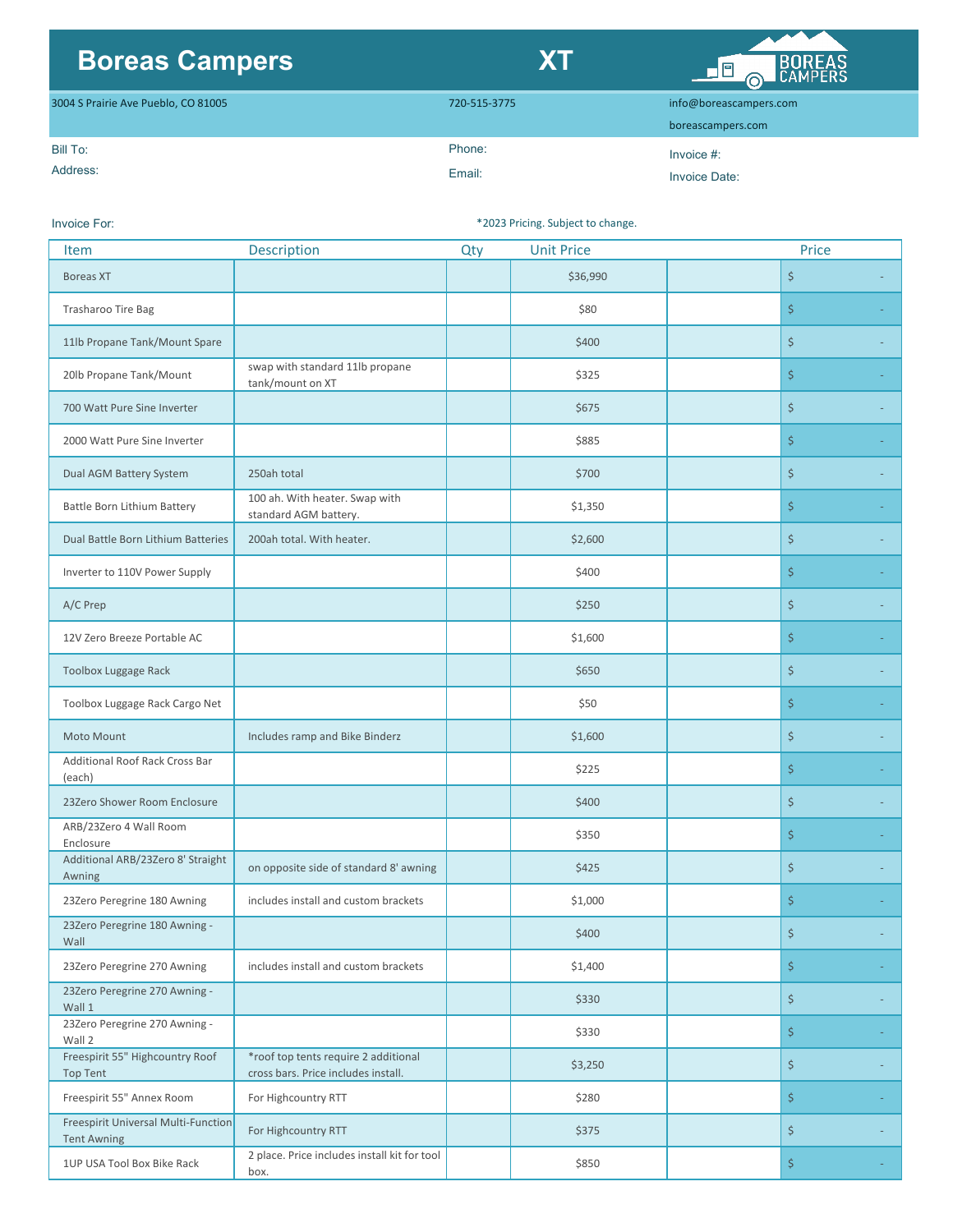# Boreas Campers

## XT

3004 S Prairie Ave Pueblo, CO 81005

720-515-3775

info@boreascampers.com

boreascampers.com

Bill To:

Address:

Phone:

Email:

Invoice #:

Invoice Date:

Invoice For:

*2023 Pricing. Subject to change.

| Item | Description | Qty | Unit Price | | Price |
|---|---|---|---|---|---|
| Boreas XT | | | $36,990 | | $ - |
| Trasharoo Tire Bag | | | $80 | | $ - |
| 11lb Propane Tank/Mount Spare | | | $400 | | $ - |
| 20lb Propane Tank/Mount | swap with standard 11lb propane tank/mount on XT | | $325 | | $ - |
| 700 Watt Pure Sine Inverter | | | $675 | | $ - |
| 2000 Watt Pure Sine Inverter | | | $885 | | $ - |
| Dual AGM Battery System | 250ah total | | $700 | | $ - |
| Battle Born Lithium Battery | 100 ah. With heater. Swap with standard AGM battery. | | $1,350 | | $ - |
| Dual Battle Born Lithium Batteries | 200ah total. With heater. | | $2,600 | | $ - |
| Inverter to 110V Power Supply | | | $400 | | $ - |
| A/C Prep | | | $250 | | $ - |
| 12V Zero Breeze Portable AC | | | $1,600 | | $ - |
| Toolbox Luggage Rack | | | $650 | | $ - |
| Toolbox Luggage Rack Cargo Net | | | $50 | | $ - |
| Moto Mount | Includes ramp and Bike Binderz | | $1,600 | | $ - |
| Additional Roof Rack Cross Bar (each) | | | $225 | | $ - |
| 23Zero Shower Room Enclosure | | | $400 | | $ - |
| ARB/23Zero 4 Wall Room Enclosure | | | $350 | | $ - |
| Additional ARB/23Zero 8' Straight Awning | on opposite side of standard 8' awning | | $425 | | $ - |
| 23Zero Peregrine 180 Awning | includes install and custom brackets | | $1,000 | | $ - |
| 23Zero Peregrine 180 Awning - Wall | | | $400 | | $ - |
| 23Zero Peregrine 270 Awning | includes install and custom brackets | | $1,400 | | $ - |
| 23Zero Peregrine 270 Awning - Wall 1 | | | $330 | | $ - |
| 23Zero Peregrine 270 Awning - Wall 2 | | | $330 | | $ - |
| Freespirit 55" Highcountry Roof Top Tent | *roof top tents require 2 additional cross bars. Price includes install. | | $3,250 | | $ - |
| Freespirit 55" Annex Room | For Highcountry RTT | | $280 | | $ - |
| Freespirit Universal Multi-Function Tent Awning | For Highcountry RTT | | $375 | | $ - |
| 1UP USA Tool Box Bike Rack | 2 place. Price includes install kit for tool box. | | $850 | | $ - |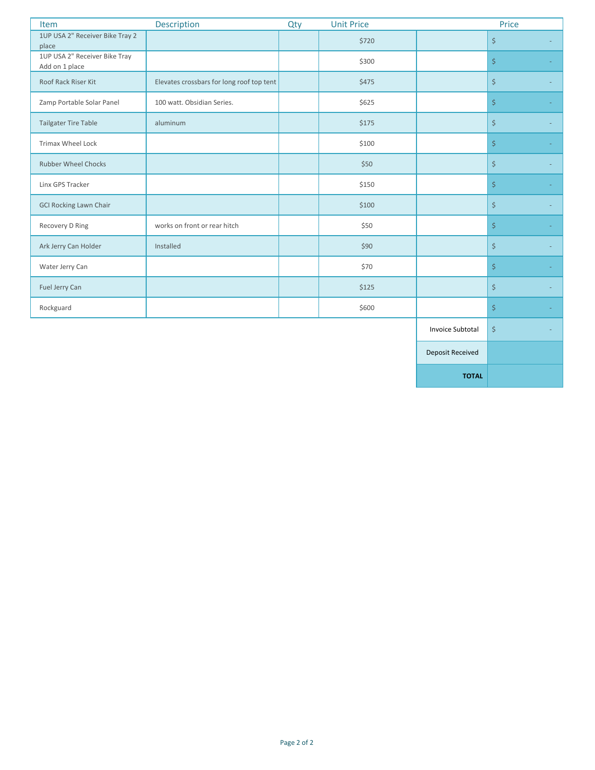| Item | Description | Qty | Unit Price | | Price |
|---|---|---|---|---|---|
| 1UP USA 2" Receiver Bike Tray 2 place | | | $720 | | $ - |
| 1UP USA 2" Receiver Bike Tray Add on 1 place | | | $300 | | $ - |
| Roof Rack Riser Kit | Elevates crossbars for long roof top tent | | $475 | | $ - |
| Zamp Portable Solar Panel | 100 watt. Obsidian Series. | | $625 | | $ - |
| Tailgater Tire Table | aluminum | | $175 | | $ - |
| Trimax Wheel Lock | | | $100 | | $ - |
| Rubber Wheel Chocks | | | $50 | | $ - |
| Linx GPS Tracker | | | $150 | | $ - |
| GCI Rocking Lawn Chair | | | $100 | | $ - |
| Recovery D Ring | works on front or rear hitch | | $50 | | $ - |
| Ark Jerry Can Holder | Installed | | $90 | | $ - |
| Water Jerry Can | | | $70 | | $ - |
| Fuel Jerry Can | | | $125 | | $ - |
| Rockguard | | | $600 | | $ - |
| | | | | Invoice Subtotal | $ - |
| | | | | Deposit Received | |
| | | | | **TOTAL** | |